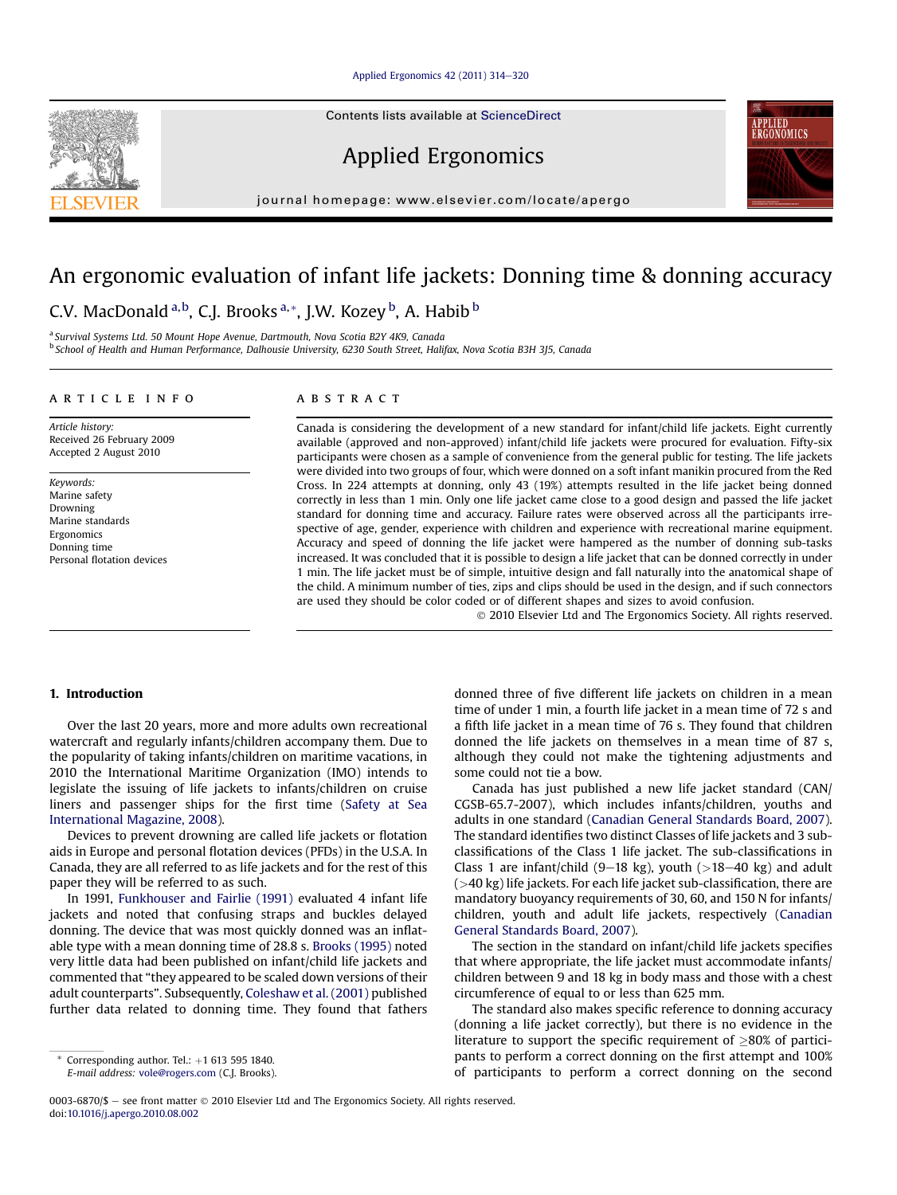# An ergonomic evaluation of infant life jackets: Donning time & donning accuracy

C.V. MacDonald [a,b], C.J. Brooks [a,*], J.W. Kozey [b], A. Habib [b]

[a] Survival Systems Ltd. 50 Mount Hope Avenue, Dartmouth, Nova Scotia B2Y 4K9, Canada
[b] School of Health and Human Performance, Dalhousie University, 6230 South Street, Halifax, Nova Scotia B3H 3J5, Canada

## ARTICLE INFO

*Article history:*
Received 26 February 2009
Accepted 2 August 2010

*Keywords:*
Marine safety
Drowning
Marine standards
Ergonomics
Donning time
Personal flotation devices

## ABSTRACT

Canada is considering the development of a new standard for infant/child life jackets. Eight currently available (approved and non-approved) infant/child life jackets were procured for evaluation. Fifty-six participants were chosen as a sample of convenience from the general public for testing. The life jackets were divided into two groups of four, which were donned on a soft infant manikin procured from the Red Cross. In 224 attempts at donning, only 43 (19%) attempts resulted in the life jacket being donned correctly in less than 1 min. Only one life jacket came close to a good design and passed the life jacket standard for donning time and accuracy. Failure rates were observed across all the participants irrespective of age, gender, experience with children and experience with recreational marine equipment. Accuracy and speed of donning the life jacket were hampered as the number of donning sub-tasks increased. It was concluded that it is possible to design a life jacket that can be donned correctly in under 1 min. The life jacket must be of simple, intuitive design and fall naturally into the anatomical shape of the child. A minimum number of ties, zips and clips should be used in the design, and if such connectors are used they should be color coded or of different shapes and sizes to avoid confusion.

© 2010 Elsevier Ltd and The Ergonomics Society. All rights reserved.

## 1. Introduction

Over the last 20 years, more and more adults own recreational watercraft and regularly infants/children accompany them. Due to the popularity of taking infants/children on maritime vacations, in 2010 the International Maritime Organization (IMO) intends to legislate the issuing of life jackets to infants/children on cruise liners and passenger ships for the first time (Safety at Sea International Magazine, 2008).

Devices to prevent drowning are called life jackets or flotation aids in Europe and personal flotation devices (PFDs) in the U.S.A. In Canada, they are all referred to as life jackets and for the rest of this paper they will be referred to as such.

In 1991, Funkhouser and Fairlie (1991) evaluated 4 infant life jackets and noted that confusing straps and buckles delayed donning. The device that was most quickly donned was an inflatable type with a mean donning time of 28.8 s. Brooks (1995) noted very little data had been published on infant/child life jackets and commented that "they appeared to be scaled down versions of their adult counterparts". Subsequently, Coleshaw et al. (2001) published further data related to donning time. They found that fathers donned three of five different life jackets on children in a mean time of under 1 min, a fourth life jacket in a mean time of 72 s and a fifth life jacket in a mean time of 76 s. They found that children donned the life jackets on themselves in a mean time of 87 s, although they could not make the tightening adjustments and some could not tie a bow.

Canada has just published a new life jacket standard (CAN/CGSB-65.7-2007), which includes infants/children, youths and adults in one standard (Canadian General Standards Board, 2007). The standard identifies two distinct Classes of life jackets and 3 sub-classifications of the Class 1 life jacket. The sub-classifications in Class 1 are infant/child (9–18 kg), youth (>18–40 kg) and adult (>40 kg) life jackets. For each life jacket sub-classification, there are mandatory buoyancy requirements of 30, 60, and 150 N for infants/children, youth and adult life jackets, respectively (Canadian General Standards Board, 2007).

The section in the standard on infant/child life jackets specifies that where appropriate, the life jacket must accommodate infants/children between 9 and 18 kg in body mass and those with a chest circumference of equal to or less than 625 mm.

The standard also makes specific reference to donning accuracy (donning a life jacket correctly), but there is no evidence in the literature to support the specific requirement of ≥80% of participants to perform a correct donning on the first attempt and 100% of participants to perform a correct donning on the second

\* Corresponding author. Tel.: +1 613 595 1840.
E-mail address: vole@rogers.com (C.J. Brooks).

0003-6870/$ – see front matter © 2010 Elsevier Ltd and The Ergonomics Society. All rights reserved.
doi:10.1016/j.apergo.2010.08.002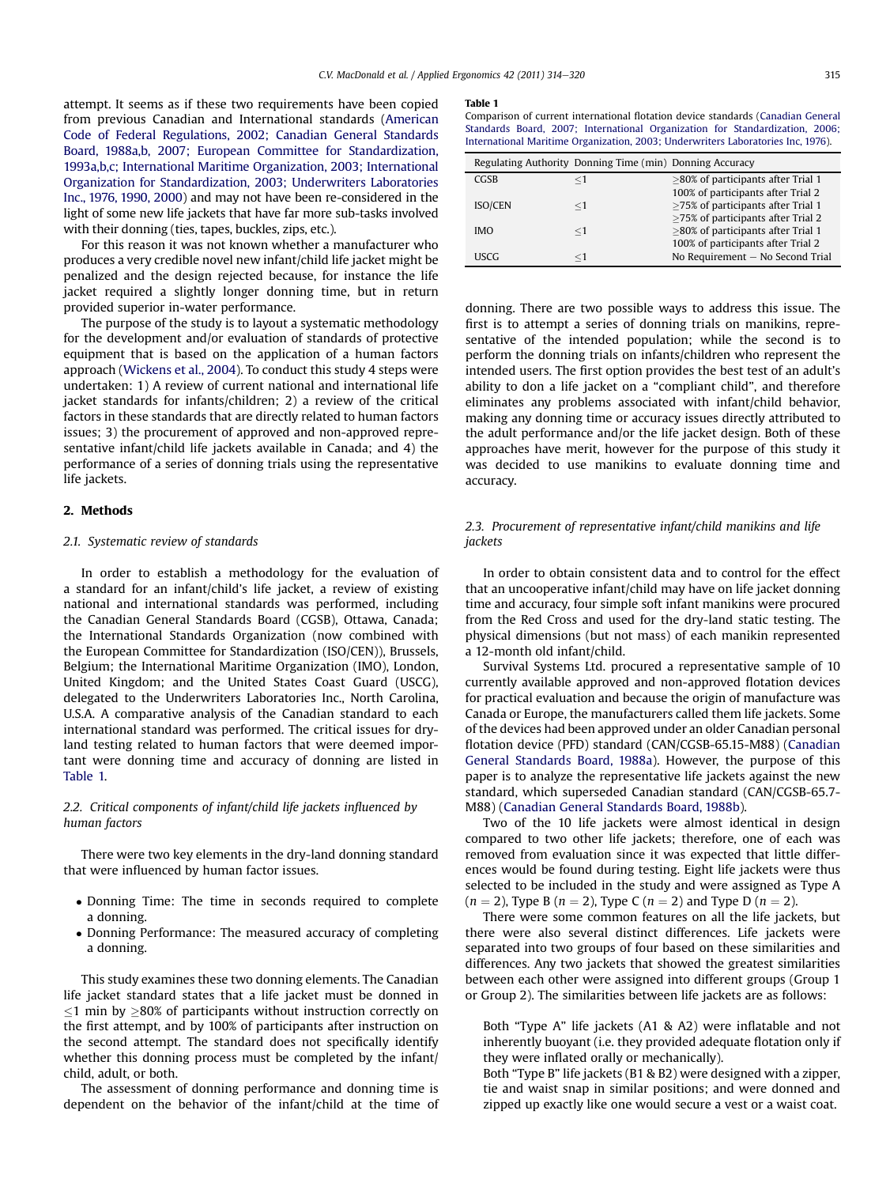attempt. It seems as if these two requirements have been copied from previous Canadian and International standards (American Code of Federal Regulations, 2002; Canadian General Standards Board, 1988a,b, 2007; European Committee for Standardization, 1993a,b,c; International Maritime Organization, 2003; International Organization for Standardization, 2003; Underwriters Laboratories Inc., 1976, 1990, 2000) and may not have been re-considered in the light of some new life jackets that have far more sub-tasks involved with their donning (ties, tapes, buckles, zips, etc.).

For this reason it was not known whether a manufacturer who produces a very credible novel new infant/child life jacket might be penalized and the design rejected because, for instance the life jacket required a slightly longer donning time, but in return provided superior in-water performance.

The purpose of the study is to layout a systematic methodology for the development and/or evaluation of standards of protective equipment that is based on the application of a human factors approach (Wickens et al., 2004). To conduct this study 4 steps were undertaken: 1) A review of current national and international life jacket standards for infants/children; 2) a review of the critical factors in these standards that are directly related to human factors issues; 3) the procurement of approved and non-approved representative infant/child life jackets available in Canada; and 4) the performance of a series of donning trials using the representative life jackets.

## 2. Methods

### 2.1. Systematic review of standards

In order to establish a methodology for the evaluation of a standard for an infant/child's life jacket, a review of existing national and international standards was performed, including the Canadian General Standards Board (CGSB), Ottawa, Canada; the International Standards Organization (now combined with the European Committee for Standardization (ISO/CEN)), Brussels, Belgium; the International Maritime Organization (IMO), London, United Kingdom; and the United States Coast Guard (USCG), delegated to the Underwriters Laboratories Inc., North Carolina, U.S.A. A comparative analysis of the Canadian standard to each international standard was performed. The critical issues for dry-land testing related to human factors that were deemed important were donning time and accuracy of donning are listed in Table 1.

### 2.2. Critical components of infant/child life jackets influenced by human factors

There were two key elements in the dry-land donning standard that were influenced by human factor issues.

- Donning Time: The time in seconds required to complete a donning.
- Donning Performance: The measured accuracy of completing a donning.

This study examines these two donning elements. The Canadian life jacket standard states that a life jacket must be donned in $\leq 1$ min by $\geq 80\%$ of participants without instruction correctly on the first attempt, and by 100% of participants after instruction on the second attempt. The standard does not specifically identify whether this donning process must be completed by the infant/child, adult, or both.

The assessment of donning performance and donning time is dependent on the behavior of the infant/child at the time of donning. There are two possible ways to address this issue. The first is to attempt a series of donning trials on manikins, representative of the intended population; while the second is to perform the donning trials on infants/children who represent the intended users. The first option provides the best test of an adult's ability to don a life jacket on a "compliant child", and therefore eliminates any problems associated with infant/child behavior, making any donning time or accuracy issues directly attributed to the adult performance and/or the life jacket design. Both of these approaches have merit, however for the purpose of this study it was decided to use manikins to evaluate donning time and accuracy.

**Table 1**
Comparison of current international flotation device standards (Canadian General Standards Board, 2007; International Organization for Standardization, 2006; International Maritime Organization, 2003; Underwriters Laboratories Inc, 1976).

| Regulating Authority | Donning Time (min) | Donning Accuracy |
|---|---|---|
| CGSB | $\leq 1$ | $\geq 80\%$ of participants after Trial 1<br>100% of participants after Trial 2 |
| ISO/CEN | $\leq 1$ | $\geq 75\%$ of participants after Trial 1<br>$\geq 75\%$ of participants after Trial 2 |
| IMO | $\leq 1$ | $\geq 80\%$ of participants after Trial 1<br>100% of participants after Trial 2 |
| USCG | $\leq 1$ | No Requirement – No Second Trial |

### 2.3. Procurement of representative infant/child manikins and life jackets

In order to obtain consistent data and to control for the effect that an uncooperative infant/child may have on life jacket donning time and accuracy, four simple soft infant manikins were procured from the Red Cross and used for the dry-land static testing. The physical dimensions (but not mass) of each manikin represented a 12-month old infant/child.

Survival Systems Ltd. procured a representative sample of 10 currently available approved and non-approved flotation devices for practical evaluation and because the origin of manufacture was Canada or Europe, the manufacturers called them life jackets. Some of the devices had been approved under an older Canadian personal flotation device (PFD) standard (CAN/CGSB-65.15-M88) (Canadian General Standards Board, 1988a). However, the purpose of this paper is to analyze the representative life jackets against the new standard, which superseded Canadian standard (CAN/CGSB-65.7-M88) (Canadian General Standards Board, 1988b).

Two of the 10 life jackets were almost identical in design compared to two other life jackets; therefore, one of each was removed from evaluation since it was expected that little differences would be found during testing. Eight life jackets were thus selected to be included in the study and were assigned as Type A ($n = 2$), Type B ($n = 2$), Type C ($n = 2$) and Type D ($n = 2$).

There were some common features on all the life jackets, but there were also several distinct differences. Life jackets were separated into two groups of four based on these similarities and differences. Any two jackets that showed the greatest similarities between each other were assigned into different groups (Group 1 or Group 2). The similarities between life jackets are as follows:

Both "Type A" life jackets (A1 & A2) were inflatable and not inherently buoyant (i.e. they provided adequate flotation only if they were inflated orally or mechanically).

Both "Type B" life jackets (B1 & B2) were designed with a zipper, tie and waist snap in similar positions; and were donned and zipped up exactly like one would secure a vest or a waist coat.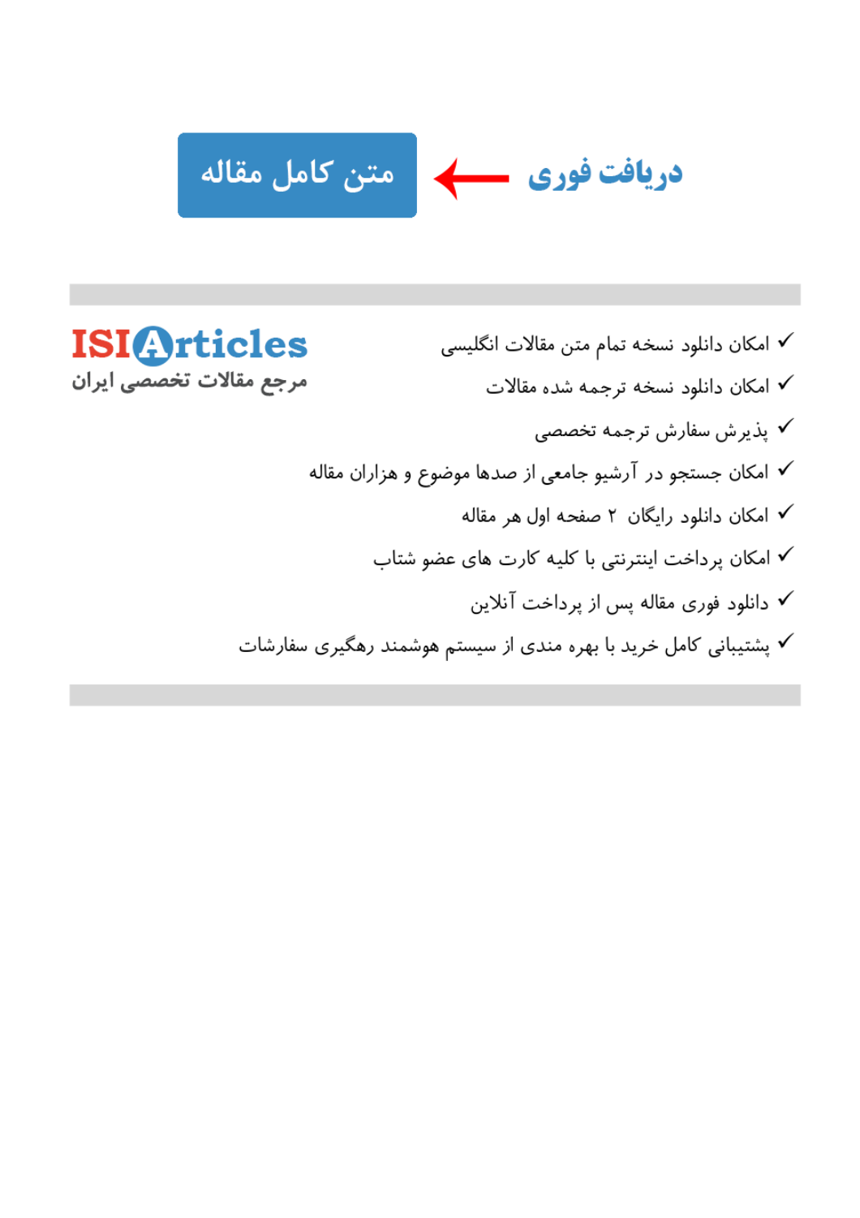دریافت فوری ← **متن کامل مقاله**

**ISIArticles**
مرجع مقالات تخصصی ایران

- ✓ امکان دانلود نسخه تمام متن مقالات انگلیسی
- ✓ امکان دانلود نسخه ترجمه شده مقالات
- ✓ پذیرش سفارش ترجمه تخصصی
- ✓ امکان جستجو در آرشیو جامعی از صدها موضوع و هزاران مقاله
- ✓ امکان دانلود رایگان ۲ صفحه اول هر مقاله
- ✓ امکان پرداخت اینترنتی با کلیه کارت های عضو شتاب
- ✓ دانلود فوری مقاله پس از پرداخت آنلاین
- ✓ پشتیبانی کامل خرید با بهره مندی از سیستم هوشمند رهگیری سفارشات